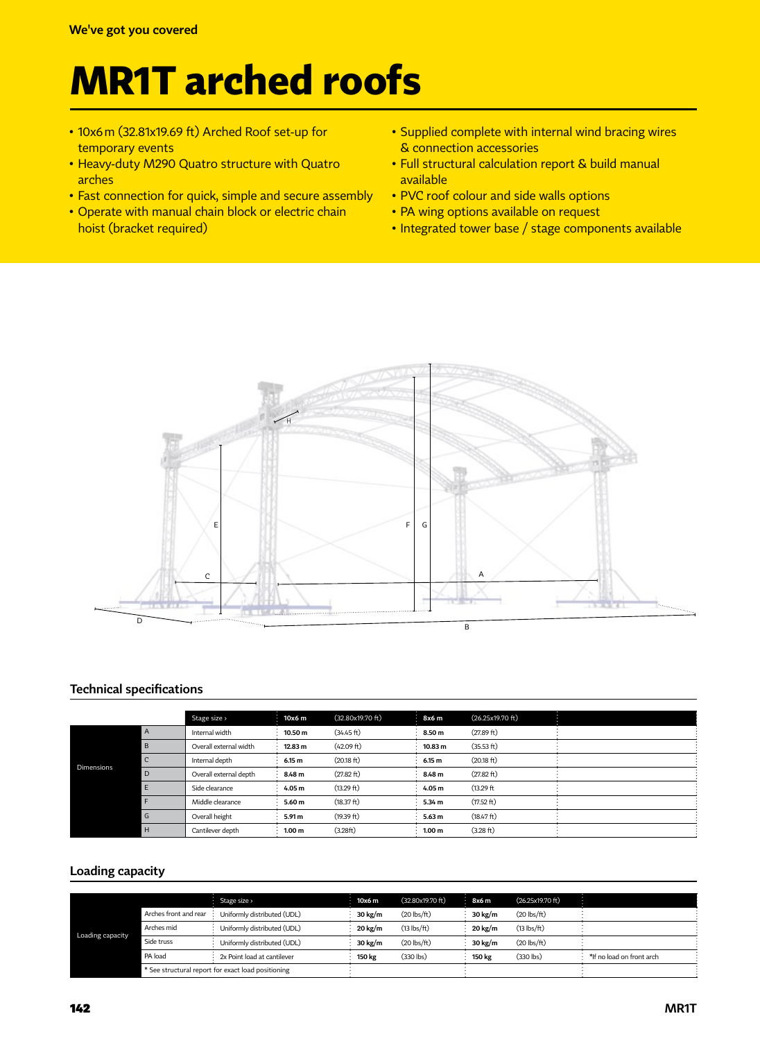We've got you covered

# MR1T arched roofs

- 10x6 m (32.81x19.69 ft) Arched Roof set-up for temporary events
- Heavy-duty M290 Quatro structure with Quatro arches
- Fast connection for quick, simple and secure assembly
- Operate with manual chain block or electric chain hoist (bracket required)
- Supplied complete with internal wind bracing wires & connection accessories
- Full structural calculation report & build manual available
- PVC roof colour and side walls options
- PA wing options available on request
- Integrated tower base / stage components available

## Technical specifications

| | | Stage size › | 10x6 m | (32.80x19.70 ft) | 8x6 m | (26.25x19.70 ft) | |
|---|---|---|---|---|---|---|---|
| Dimensions | A | Internal width | 10.50 m | (34.45 ft) | 8.50 m | (27.89 ft) | |
| | B | Overall external width | 12.83 m | (42.09 ft) | 10.83 m | (35.53 ft) | |
| | C | Internal depth | 6.15 m | (20.18 ft) | 6.15 m | (20.18 ft) | |
| | D | Overall external depth | 8.48 m | (27.82 ft) | 8.48 m | (27.82 ft) | |
| | E | Side clearance | 4.05 m | (13.29 ft) | 4.05 m | (13.29 ft | |
| | F | Middle clearance | 5.60 m | (18.37 ft) | 5.34 m | (17.52 ft) | |
| | G | Overall height | 5.91 m | (19.39 ft) | 5.63 m | (18.47 ft) | |
| | H | Cantilever depth | 1.00 m | (3.28ft) | 1.00 m | (3.28 ft) | |

## Loading capacity

| | | Stage size › | 10x6 m | (32.80x19.70 ft) | 8x6 m | (26.25x19.70 ft) | |
|---|---|---|---|---|---|---|---|
| Loading capacity | Arches front and rear | Uniformly distributed (UDL) | 30 kg/m | (20 lbs/ft) | 30 kg/m | (20 lbs/ft) | |
| | Arches mid | Uniformly distributed (UDL) | 20 kg/m | (13 lbs/ft) | 20 kg/m | (13 lbs/ft) | |
| | Side truss | Uniformly distributed (UDL) | 30 kg/m | (20 lbs/ft) | 30 kg/m | (20 lbs/ft) | |
| | PA load | 2x Point load at cantilever | 150 kg | (330 lbs) | 150 kg | (330 lbs) | *If no load on front arch |
| | * See structural report for exact load positioning | | | | | | |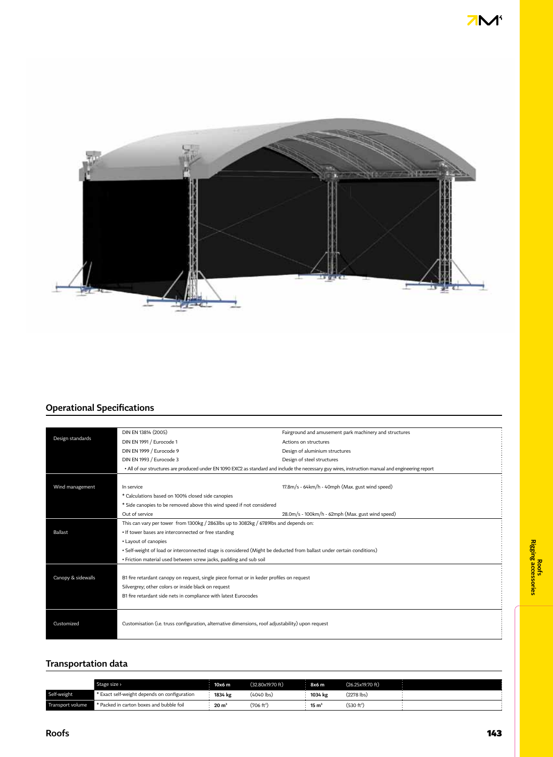## Operational Specifications

| | | |
|---|---|---|
| Design standards | DIN EN 13814 (2005) | Fairground and amusement park machinery and structures |
| | DIN EN 1991 / Eurocode 1 | Actions on structures |
| | DIN EN 1999 / Eurocode 9 | Design of aluminium structures |
| | DIN EN 1993 / Eurocode 3 | Design of steel structures |
| | • All of our structures are produced under EN 1090 EXC2 as standard and include the necessary guy wires, instruction manual and engineering report | |
| Wind management | In service | 17.8m/s - 64km/h - 40mph (Max. gust wind speed) |
| | * Calculations based on 100% closed side canopies | |
| | * Side canopies to be removed above this wind speed if not considered | |
| | Out of service | 28.0m/s - 100km/h - 62mph (Max. gust wind speed) |
| Ballast | This can vary per tower from 1300kg / 2863lbs up to 3082kg / 6789lbs and depends on: | |
| | • If tower bases are interconnected or free standing | |
| | • Layout of canopies | |
| | • Self-weight of load or interconnected stage is considered (Might be deducted from ballast under certain conditions) | |
| | • Friction material used between screw jacks, padding and sub soil | |
| Canopy & sidewalls | B1 fire retardant canopy on request, single piece format or in keder profiles on request | |
| | Silvergrey; other colors or inside black on request | |
| | B1 fire retardant side nets in compliance with latest Eurocodes | |
| Customized | Customisation (i.e. truss configuration, alternative dimensions, roof adjustability) upon request | |

## Transportation data

| | Stage size › | 10x6 m | (32.80x19.70 ft) | 8x6 m | (26.25x19.70 ft) |
|---|---|---|---|---|---|
| Self-weight | * Exact self-weight depends on configuration | 1834 kg | (4040 lbs) | 1034 kg | (2278 lbs) |
| Transport volume | * Packed in carton boxes and bubble foil | 20 m³ | (706 ft³) | 15 m³ | (530 ft³) |